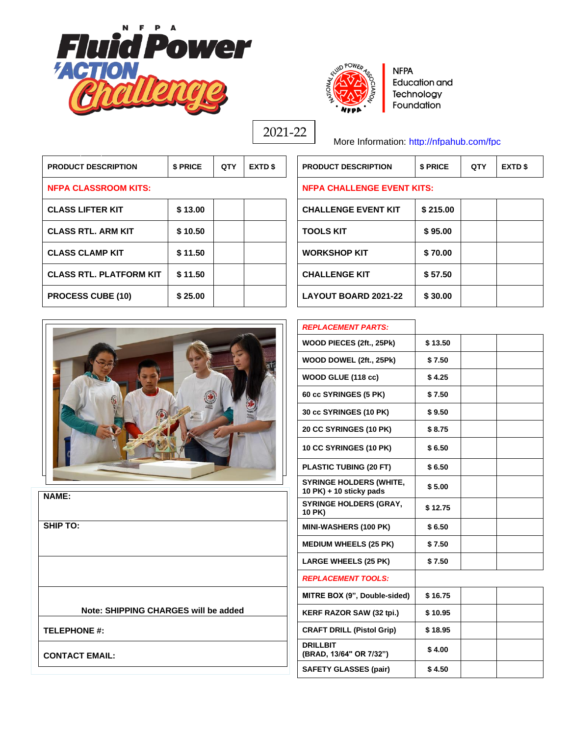# NFPA Fluid Power Action Challenge

NFPA Education and Technology Foundation

2021-22

More Information: http://nfpahub.com/fpc

| PRODUCT DESCRIPTION | $ PRICE | QTY | EXTD $ |
|---|---|---|---|
| **NFPA CLASSROOM KITS:** | | | |
| CLASS LIFTER KIT | $ 13.00 | | |
| CLASS RTL. ARM KIT | $ 10.50 | | |
| CLASS CLAMP KIT | $ 11.50 | | |
| CLASS RTL. PLATFORM KIT | $ 11.50 | | |
| PROCESS CUBE (10) | $ 25.00 | | |

| PRODUCT DESCRIPTION | $ PRICE | QTY | EXTD $ |
|---|---|---|---|
| **NFPA CHALLENGE EVENT KITS:** | | | |
| CHALLENGE EVENT KIT | $ 215.00 | | |
| TOOLS KIT | $ 95.00 | | |
| WORKSHOP KIT | $ 70.00 | | |
| CHALLENGE KIT | $ 57.50 | | |
| LAYOUT BOARD 2021-22 | $ 30.00 | | |
| ***REPLACEMENT PARTS:*** | | | |
| WOOD PIECES (2ft., 25Pk) | $ 13.50 | | |
| WOOD DOWEL (2ft., 25Pk) | $ 7.50 | | |
| WOOD GLUE (118 cc) | $ 4.25 | | |
| 60 cc SYRINGES (5 PK) | $ 7.50 | | |
| 30 cc SYRINGES (10 PK) | $ 9.50 | | |
| 20 CC SYRINGES (10 PK) | $ 8.75 | | |
| 10 CC SYRINGES (10 PK) | $ 6.50 | | |
| PLASTIC TUBING (20 FT) | $ 6.50 | | |
| SYRINGE HOLDERS (WHITE, 10 PK) + 10 sticky pads | $ 5.00 | | |
| SYRINGE HOLDERS (GRAY, 10 PK) | $ 12.75 | | |
| MINI-WASHERS (100 PK) | $ 6.50 | | |
| MEDIUM WHEELS (25 PK) | $ 7.50 | | |
| LARGE WHEELS (25 PK) | $ 7.50 | | |
| ***REPLACEMENT TOOLS:*** | | | |
| MITRE BOX (9", Double-sided) | $ 16.75 | | |
| KERF RAZOR SAW (32 tpi.) | $ 10.95 | | |
| CRAFT DRILL (Pistol Grip) | $ 18.95 | | |
| DRILLBIT (BRAD, 13/64" OR 7/32") | $ 4.00 | | |
| SAFETY GLASSES (pair) | $ 4.50 | | |

**NAME:**

**SHIP TO:**

**Note: SHIPPING CHARGES will be added**

**TELEPHONE #:**

**CONTACT EMAIL:**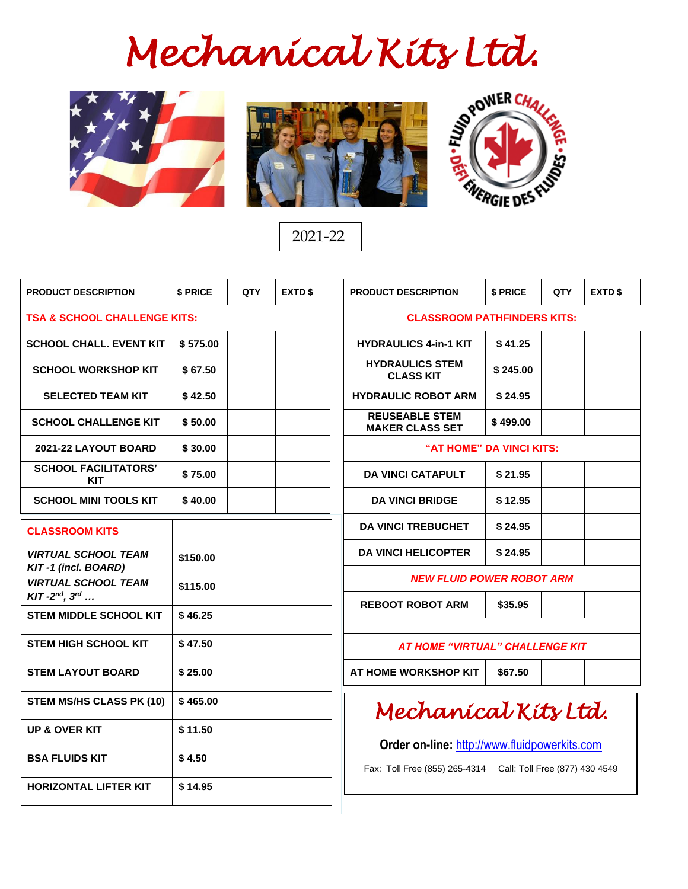# Mechanical Kits Ltd.

2021-22

| PRODUCT DESCRIPTION | $ PRICE | QTY | EXTD $ |
| --- | --- | --- | --- |
| **TSA & SCHOOL CHALLENGE KITS:** | | | |
| SCHOOL CHALL. EVENT KIT | $ 575.00 | | |
| SCHOOL WORKSHOP KIT | $ 67.50 | | |
| SELECTED TEAM KIT | $ 42.50 | | |
| SCHOOL CHALLENGE KIT | $ 50.00 | | |
| 2021-22 LAYOUT BOARD | $ 30.00 | | |
| SCHOOL FACILITATORS' KIT | $ 75.00 | | |
| SCHOOL MINI TOOLS KIT | $ 40.00 | | |
| **CLASSROOM KITS** | | | |
| *VIRTUAL SCHOOL TEAM KIT -1 (incl. BOARD)* | $150.00 | | |
| *VIRTUAL SCHOOL TEAM KIT -2nd, 3rd …* | $115.00 | | |
| STEM MIDDLE SCHOOL KIT | $ 46.25 | | |
| STEM HIGH SCHOOL KIT | $ 47.50 | | |
| STEM LAYOUT BOARD | $ 25.00 | | |
| STEM MS/HS CLASS PK (10) | $ 465.00 | | |
| UP & OVER KIT | $ 11.50 | | |
| BSA FLUIDS KIT | $ 4.50 | | |
| HORIZONTAL LIFTER KIT | $ 14.95 | | |

| PRODUCT DESCRIPTION | $ PRICE | QTY | EXTD $ |
| --- | --- | --- | --- |
| **CLASSROOM PATHFINDERS KITS:** | | | |
| HYDRAULICS 4-in-1 KIT | $ 41.25 | | |
| HYDRAULICS STEM CLASS KIT | $ 245.00 | | |
| HYDRAULIC ROBOT ARM | $ 24.95 | | |
| REUSEABLE STEM MAKER CLASS SET | $ 499.00 | | |
| **"AT HOME" DA VINCI KITS:** | | | |
| DA VINCI CATAPULT | $ 21.95 | | |
| DA VINCI BRIDGE | $ 12.95 | | |
| DA VINCI TREBUCHET | $ 24.95 | | |
| DA VINCI HELICOPTER | $ 24.95 | | |
| ***NEW FLUID POWER ROBOT ARM*** | | | |
| REBOOT ROBOT ARM | $35.95 | | |
| | | | |
| ***AT HOME "VIRTUAL" CHALLENGE KIT*** | | | |
| AT HOME WORKSHOP KIT | $67.50 | | |

## Mechanical Kits Ltd.

**Order on-line:** http://www.fluidpowerkits.com

Fax: Toll Free (855) 265-4314 Call: Toll Free (877) 430 4549